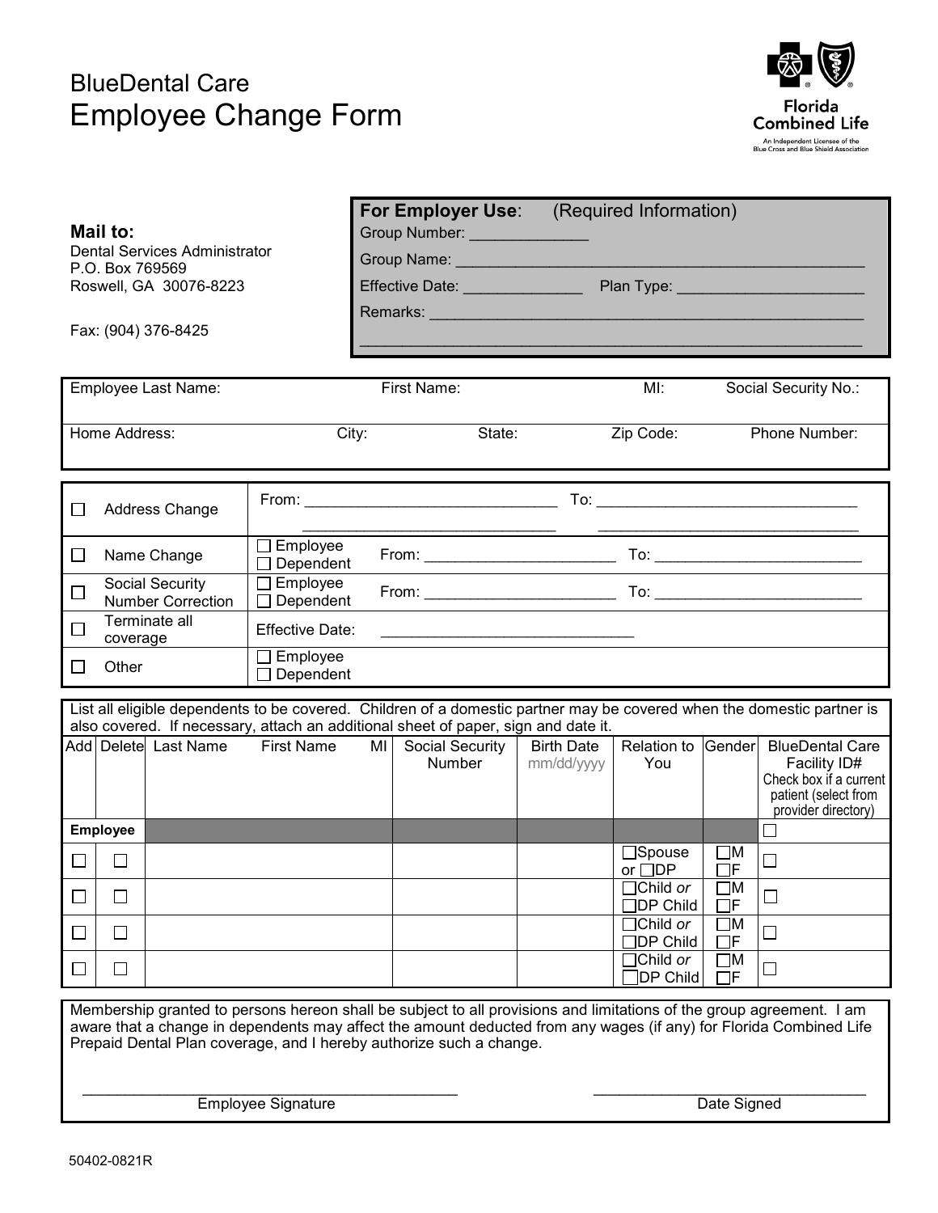BlueDental Care

# Employee Change Form

Florida Combined Life

An Independent Licensee of the Blue Cross and Blue Shield Association

**Mail to:**
Dental Services Administrator
P.O. Box 769569
Roswell, GA 30076-8223

Fax: (904) 376-8425

**For Employer Use**: (Required Information)

Group Number: ______________

Group Name: ________________________________________________

Effective Date: ______________ Plan Type: ______________________

Remarks: ____________________________________________________

____________________________________________________________

| Employee Last Name: | First Name: | MI: | Social Security No.: |
|---|---|---|---|
| Home Address: | City: | State: | Zip Code: | Phone Number: |

| | | | |
|---|---|---|---|
| ☐ | Address Change | From: ______________________________ ______________________________ | To: ______________________________ ______________________________ |
| ☐ | Name Change | ☐ Employee ☐ Dependent From: ______________________ | To: ________________________ |
| ☐ | Social Security Number Correction | ☐ Employee ☐ Dependent From: ______________________ | To: ________________________ |
| ☐ | Terminate all coverage | Effective Date: ______________________________ | |
| ☐ | Other | ☐ Employee ☐ Dependent | |

List all eligible dependents to be covered. Children of a domestic partner may be covered when the domestic partner is also covered. If necessary, attach an additional sheet of paper, sign and date it.

| Add | Delete | Last Name | First Name | MI | Social Security Number | Birth Date mm/dd/yyyy | Relation to You | Gender | BlueDental Care Facility ID# Check box if a current patient (select from provider directory) |
|---|---|---|---|---|---|---|---|---|---|
| **Employee** | | | | | | | | | ☐ |
| ☐ | ☐ | | | | | | ☐Spouse or ☐DP | ☐M ☐F | ☐ |
| ☐ | ☐ | | | | | | ☐Child *or* ☐DP Child | ☐M ☐F | ☐ |
| ☐ | ☐ | | | | | | ☐Child *or* ☐DP Child | ☐M ☐F | ☐ |
| ☐ | ☐ | | | | | | ☐Child *or* ☐DP Child | ☐M ☐F | ☐ |

Membership granted to persons hereon shall be subject to all provisions and limitations of the group agreement. I am aware that a change in dependents may affect the amount deducted from any wages (if any) for Florida Combined Life Prepaid Dental Plan coverage, and I hereby authorize such a change.

______________________________________________ Employee Signature

________________________________ Date Signed

50402-0821R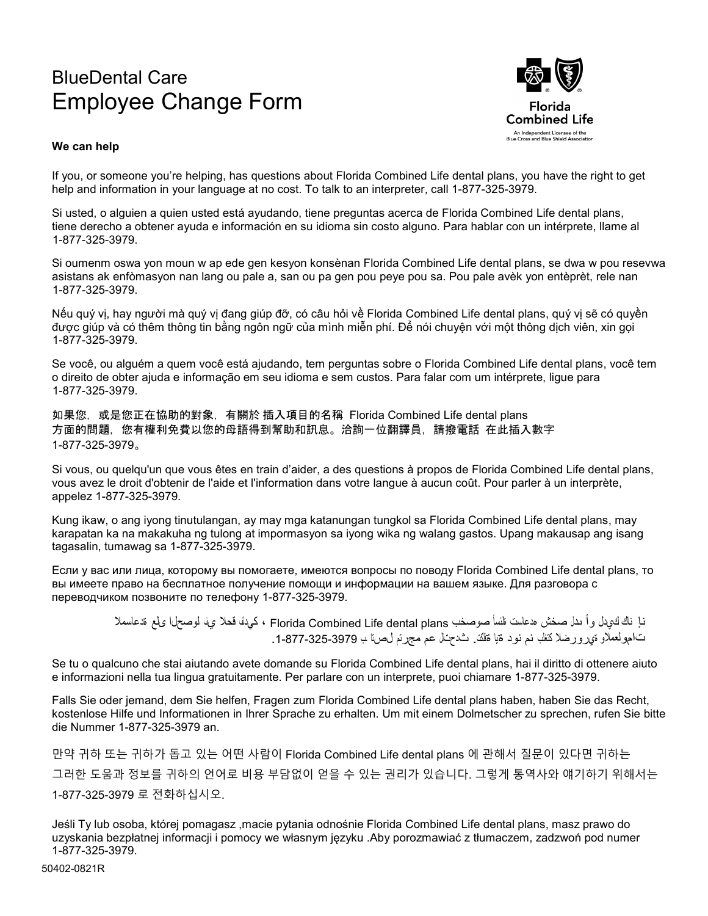BlueDental Care

# Employee Change Form

Florida Combined Life
An Independent Licensee of the Blue Cross and Blue Shield Association

**We can help**

If you, or someone you're helping, has questions about Florida Combined Life dental plans, you have the right to get help and information in your language at no cost. To talk to an interpreter, call 1-877-325-3979.

Si usted, o alguien a quien usted está ayudando, tiene preguntas acerca de Florida Combined Life dental plans, tiene derecho a obtener ayuda e información en su idioma sin costo alguno. Para hablar con un intérprete, llame al 1-877-325-3979.

Si oumenm oswa yon moun w ap ede gen kesyon konsènan Florida Combined Life dental plans, se dwa w pou resevwa asistans ak enfòmasyon nan lang ou pale a, san ou pa gen pou peye pou sa. Pou pale avèk yon entèprèt, rele nan 1-877-325-3979.

Nếu quý vị, hay người mà quý vị đang giúp đỡ, có câu hỏi về Florida Combined Life dental plans, quý vị sẽ có quyền được giúp và có thêm thông tin bằng ngôn ngữ của mình miễn phí. Để nói chuyện với một thông dịch viên, xin gọi 1-877-325-3979.

Se você, ou alguém a quem você está ajudando, tem perguntas sobre o Florida Combined Life dental plans, você tem o direito de obter ajuda e informação em seu idioma e sem custos. Para falar com um intérprete, ligue para 1-877-325-3979.

如果您，或是您正在協助的對象，有關於 插入項目的名稱 Florida Combined Life dental plans 方面的問題，您有權利免費以您的母語得到幫助和訊息。洽詢一位翻譯員，請撥電話 在此插入數字 1-877-325-3979。

Si vous, ou quelqu'un que vous êtes en train d'aider, a des questions à propos de Florida Combined Life dental plans, vous avez le droit d'obtenir de l'aide et l'information dans votre langue à aucun coût. Pour parler à un interprète, appelez 1-877-325-3979.

Kung ikaw, o ang iyong tinutulangan, ay may mga katanungan tungkol sa Florida Combined Life dental plans, may karapatan ka na makakuha ng tulong at impormasyon sa iyong wika ng walang gastos. Upang makausap ang isang tagasalin, tumawag sa 1-877-325-3979.

Если у вас или лица, которому вы помогаете, имеются вопросы по поводу Florida Combined Life dental plans, то вы имеете право на бесплатное получение помощи и информации на вашем языке. Для разговора с переводчиком позвоните по телефону 1-877-325-3979.

إن كان لديك أو لدى شخص تساعده أسئلة بخصوص Florida Combined Life dental plans ، فلديك الحق في الحصول على المساعدة والمعلومات الضرورية بلغتك من دون اية تكلفة. للتحدث مع مترجم اتصل ب 1-877-325-3979.

Se tu o qualcuno che stai aiutando avete domande su Florida Combined Life dental plans, hai il diritto di ottenere aiuto e informazioni nella tua lingua gratuitamente. Per parlare con un interprete, puoi chiamare 1-877-325-3979.

Falls Sie oder jemand, dem Sie helfen, Fragen zum Florida Combined Life dental plans haben, haben Sie das Recht, kostenlose Hilfe und Informationen in Ihrer Sprache zu erhalten. Um mit einem Dolmetscher zu sprechen, rufen Sie bitte die Nummer 1-877-325-3979 an.

만약 귀하 또는 귀하가 돕고 있는 어떤 사람이 Florida Combined Life dental plans 에 관해서 질문이 있다면 귀하는 그러한 도움과 정보를 귀하의 언어로 비용 부담없이 얻을 수 있는 권리가 있습니다. 그렇게 통역사와 얘기하기 위해서는 1-877-325-3979 로 전화하십시오.

Jeśli Ty lub osoba, której pomagasz ,macie pytania odnośnie Florida Combined Life dental plans, masz prawo do uzyskania bezpłatnej informacji i pomocy we własnym języku .Aby porozmawiać z tłumaczem, zadzwoń pod numer 1-877-325-3979.

50402-0821R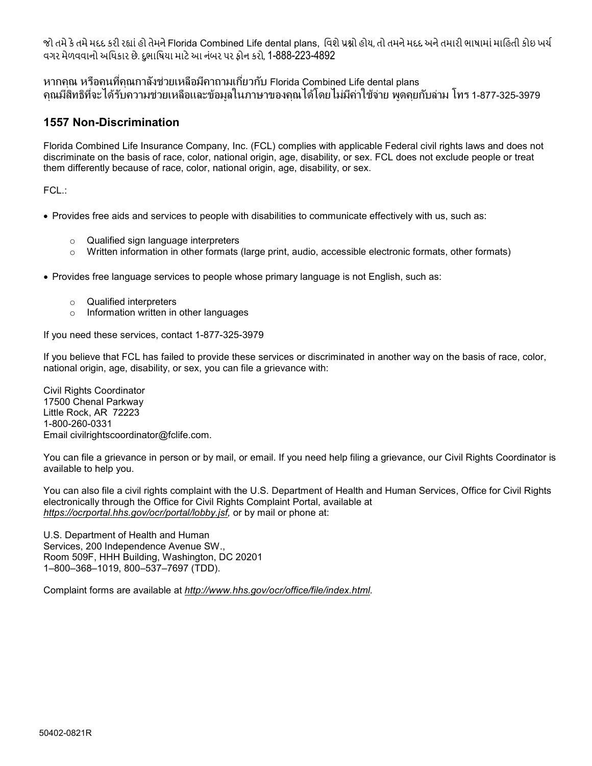જો તમે કે તમે મદદ કરી રહ્યાં હો તેમને Florida Combined Life dental plans, વિશે પ્રશ્નો હોય, તો તમને મદદ અને તમારી ભાષામાં માહિતી કોઇ ખર્ચ વગર મેળવવાનો અધિકાર છે. દુભાષિયા માટે આ નંબર પર ફોન કરો, 1-888-223-4892

หากคุณ หรือคนที่คุณกำลังช่วยเหลือมีคำถามเกี่ยวกับ Florida Combined Life dental plans คุณมีสิทธิที่จะได้รับความช่วยเหลือและข้อมูลในภาษาของคุณได้โดยไม่มีค่าใช้จ่าย พูดคุยกับล่าม โทร 1-877-325-3979

## 1557 Non-Discrimination

Florida Combined Life Insurance Company, Inc. (FCL) complies with applicable Federal civil rights laws and does not discriminate on the basis of race, color, national origin, age, disability, or sex. FCL does not exclude people or treat them differently because of race, color, national origin, age, disability, or sex.

FCL.:

- Provides free aids and services to people with disabilities to communicate effectively with us, such as:
  - Qualified sign language interpreters
  - Written information in other formats (large print, audio, accessible electronic formats, other formats)
- Provides free language services to people whose primary language is not English, such as:
  - Qualified interpreters
  - Information written in other languages

If you need these services, contact 1-877-325-3979

If you believe that FCL has failed to provide these services or discriminated in another way on the basis of race, color, national origin, age, disability, or sex, you can file a grievance with:

Civil Rights Coordinator
17500 Chenal Parkway
Little Rock, AR 72223
1-800-260-0331
Email civilrightscoordinator@fclife.com.

You can file a grievance in person or by mail, or email. If you need help filing a grievance, our Civil Rights Coordinator is available to help you.

You can also file a civil rights complaint with the U.S. Department of Health and Human Services, Office for Civil Rights electronically through the Office for Civil Rights Complaint Portal, available at *https://ocrportal.hhs.gov/ocr/portal/lobby.jsf,* or by mail or phone at:

U.S. Department of Health and Human
Services, 200 Independence Avenue SW.,
Room 509F, HHH Building, Washington, DC 20201
1–800–368–1019, 800–537–7697 (TDD).

Complaint forms are available at *http://www.hhs.gov/ocr/office/file/index.html.*

50402-0821R